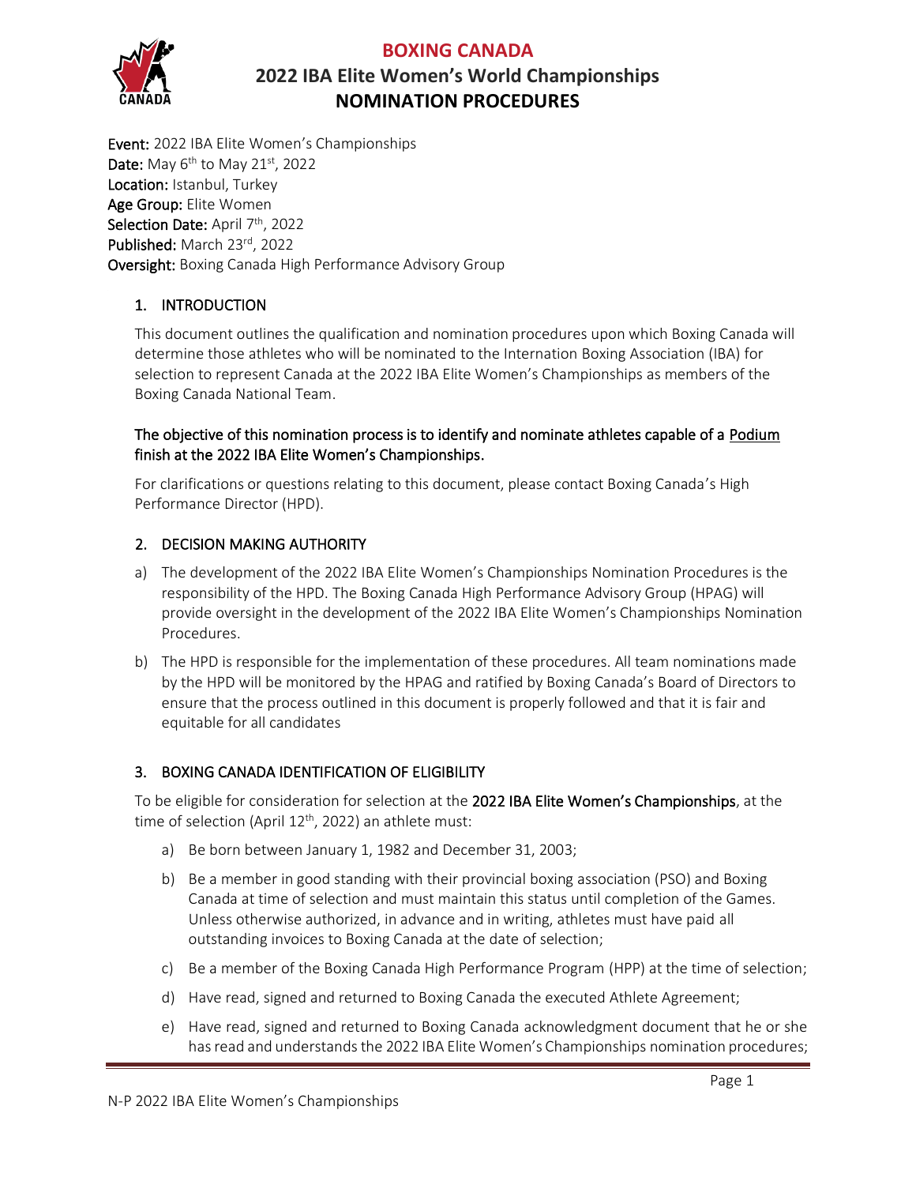# BOXING CANADA

## 2022 IBA Elite Women's World Championships

## NOMINATION PROCEDURES

**Event:** 2022 IBA Elite Women's Championships
**Date:** May 6th to May 21st, 2022
**Location:** Istanbul, Turkey
**Age Group:** Elite Women
**Selection Date:** April 7th, 2022
**Published:** March 23rd, 2022
**Oversight:** Boxing Canada High Performance Advisory Group

### 1. INTRODUCTION

This document outlines the qualification and nomination procedures upon which Boxing Canada will determine those athletes who will be nominated to the Internation Boxing Association (IBA) for selection to represent Canada at the 2022 IBA Elite Women's Championships as members of the Boxing Canada National Team.

**The objective of this nomination process is to identify and nominate athletes capable of a Podium finish at the 2022 IBA Elite Women's Championships.**

For clarifications or questions relating to this document, please contact Boxing Canada's High Performance Director (HPD).

### 2. DECISION MAKING AUTHORITY

a) The development of the 2022 IBA Elite Women's Championships Nomination Procedures is the responsibility of the HPD. The Boxing Canada High Performance Advisory Group (HPAG) will provide oversight in the development of the 2022 IBA Elite Women's Championships Nomination Procedures.

b) The HPD is responsible for the implementation of these procedures. All team nominations made by the HPD will be monitored by the HPAG and ratified by Boxing Canada's Board of Directors to ensure that the process outlined in this document is properly followed and that it is fair and equitable for all candidates

### 3. BOXING CANADA IDENTIFICATION OF ELIGIBILITY

To be eligible for consideration for selection at the **2022 IBA Elite Women's Championships**, at the time of selection (April 12th, 2022) an athlete must:

a) Be born between January 1, 1982 and December 31, 2003;

b) Be a member in good standing with their provincial boxing association (PSO) and Boxing Canada at time of selection and must maintain this status until completion of the Games. Unless otherwise authorized, in advance and in writing, athletes must have paid all outstanding invoices to Boxing Canada at the date of selection;

c) Be a member of the Boxing Canada High Performance Program (HPP) at the time of selection;

d) Have read, signed and returned to Boxing Canada the executed Athlete Agreement;

e) Have read, signed and returned to Boxing Canada acknowledgment document that he or she has read and understands the 2022 IBA Elite Women's Championships nomination procedures;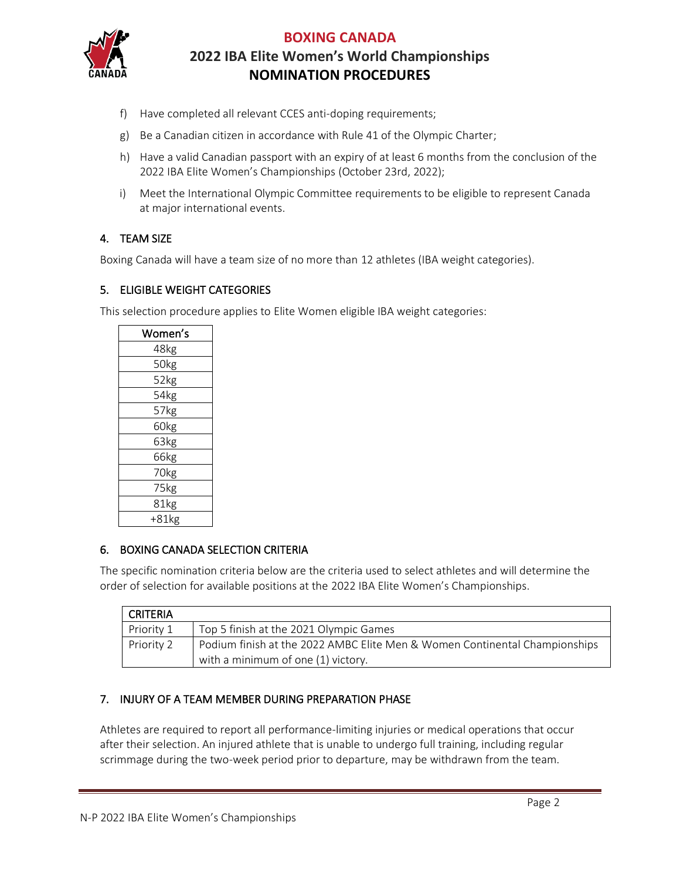f) Have completed all relevant CCES anti-doping requirements;

g) Be a Canadian citizen in accordance with Rule 41 of the Olympic Charter;

h) Have a valid Canadian passport with an expiry of at least 6 months from the conclusion of the 2022 IBA Elite Women's Championships (October 23rd, 2022);

i) Meet the International Olympic Committee requirements to be eligible to represent Canada at major international events.

## 4. TEAM SIZE

Boxing Canada will have a team size of no more than 12 athletes (IBA weight categories).

## 5. ELIGIBLE WEIGHT CATEGORIES

This selection procedure applies to Elite Women eligible IBA weight categories:

| Women's |
|---|
| 48kg |
| 50kg |
| 52kg |
| 54kg |
| 57kg |
| 60kg |
| 63kg |
| 66kg |
| 70kg |
| 75kg |
| 81kg |
| +81kg |

## 6. BOXING CANADA SELECTION CRITERIA

The specific nomination criteria below are the criteria used to select athletes and will determine the order of selection for available positions at the 2022 IBA Elite Women's Championships.

| CRITERIA | |
|---|---|
| Priority 1 | Top 5 finish at the 2021 Olympic Games |
| Priority 2 | Podium finish at the 2022 AMBC Elite Men & Women Continental Championships with a minimum of one (1) victory. |

## 7. INJURY OF A TEAM MEMBER DURING PREPARATION PHASE

Athletes are required to report all performance-limiting injuries or medical operations that occur after their selection. An injured athlete that is unable to undergo full training, including regular scrimmage during the two-week period prior to departure, may be withdrawn from the team.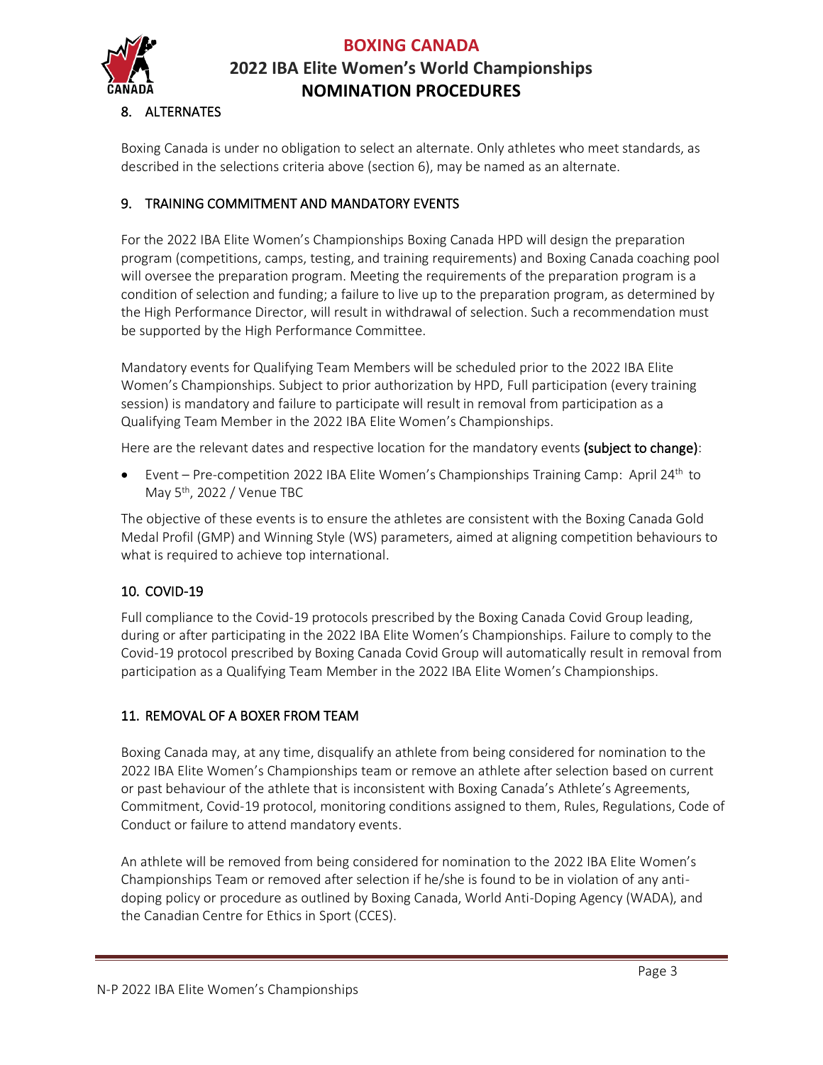## 8. ALTERNATES

Boxing Canada is under no obligation to select an alternate. Only athletes who meet standards, as described in the selections criteria above (section 6), may be named as an alternate.

## 9. TRAINING COMMITMENT AND MANDATORY EVENTS

For the 2022 IBA Elite Women's Championships Boxing Canada HPD will design the preparation program (competitions, camps, testing, and training requirements) and Boxing Canada coaching pool will oversee the preparation program. Meeting the requirements of the preparation program is a condition of selection and funding; a failure to live up to the preparation program, as determined by the High Performance Director, will result in withdrawal of selection. Such a recommendation must be supported by the High Performance Committee.

Mandatory events for Qualifying Team Members will be scheduled prior to the 2022 IBA Elite Women's Championships. Subject to prior authorization by HPD, Full participation (every training session) is mandatory and failure to participate will result in removal from participation as a Qualifying Team Member in the 2022 IBA Elite Women's Championships.

Here are the relevant dates and respective location for the mandatory events **(subject to change)**:

- Event – Pre-competition 2022 IBA Elite Women's Championships Training Camp: April 24th to May 5th, 2022 / Venue TBC

The objective of these events is to ensure the athletes are consistent with the Boxing Canada Gold Medal Profil (GMP) and Winning Style (WS) parameters, aimed at aligning competition behaviours to what is required to achieve top international.

## 10. COVID-19

Full compliance to the Covid-19 protocols prescribed by the Boxing Canada Covid Group leading, during or after participating in the 2022 IBA Elite Women's Championships. Failure to comply to the Covid-19 protocol prescribed by Boxing Canada Covid Group will automatically result in removal from participation as a Qualifying Team Member in the 2022 IBA Elite Women's Championships.

## 11. REMOVAL OF A BOXER FROM TEAM

Boxing Canada may, at any time, disqualify an athlete from being considered for nomination to the 2022 IBA Elite Women's Championships team or remove an athlete after selection based on current or past behaviour of the athlete that is inconsistent with Boxing Canada's Athlete's Agreements, Commitment, Covid-19 protocol, monitoring conditions assigned to them, Rules, Regulations, Code of Conduct or failure to attend mandatory events.

An athlete will be removed from being considered for nomination to the 2022 IBA Elite Women's Championships Team or removed after selection if he/she is found to be in violation of any anti-doping policy or procedure as outlined by Boxing Canada, World Anti-Doping Agency (WADA), and the Canadian Centre for Ethics in Sport (CCES).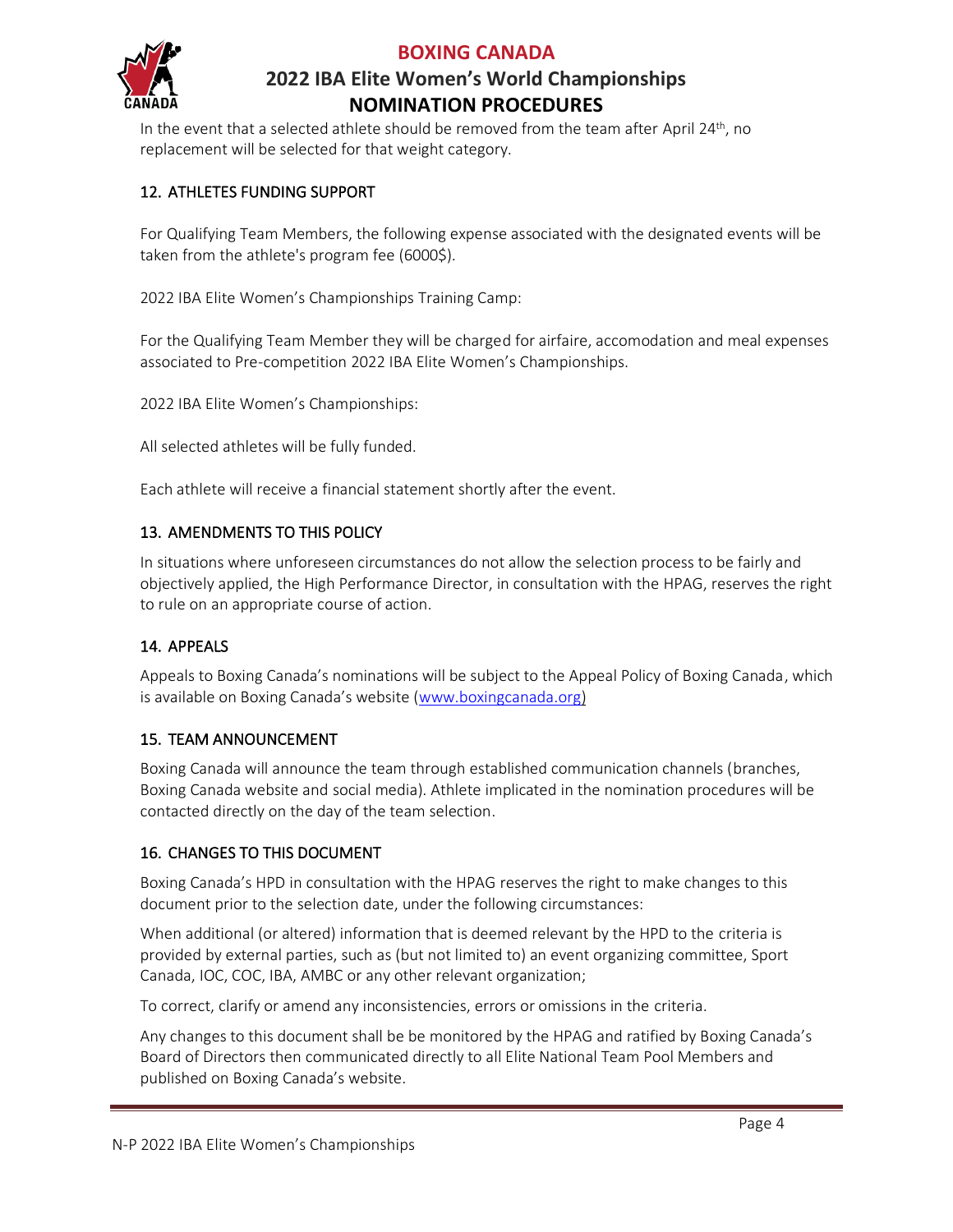In the event that a selected athlete should be removed from the team after April 24th, no replacement will be selected for that weight category.

## 12. ATHLETES FUNDING SUPPORT

For Qualifying Team Members, the following expense associated with the designated events will be taken from the athlete's program fee (6000$).

2022 IBA Elite Women's Championships Training Camp:

For the Qualifying Team Member they will be charged for airfaire, accomodation and meal expenses associated to Pre-competition 2022 IBA Elite Women's Championships.

2022 IBA Elite Women's Championships:

All selected athletes will be fully funded.

Each athlete will receive a financial statement shortly after the event.

## 13. AMENDMENTS TO THIS POLICY

In situations where unforeseen circumstances do not allow the selection process to be fairly and objectively applied, the High Performance Director, in consultation with the HPAG, reserves the right to rule on an appropriate course of action.

## 14. APPEALS

Appeals to Boxing Canada's nominations will be subject to the Appeal Policy of Boxing Canada, which is available on Boxing Canada's website (www.boxingcanada.org)

## 15. TEAM ANNOUNCEMENT

Boxing Canada will announce the team through established communication channels (branches, Boxing Canada website and social media). Athlete implicated in the nomination procedures will be contacted directly on the day of the team selection.

## 16. CHANGES TO THIS DOCUMENT

Boxing Canada's HPD in consultation with the HPAG reserves the right to make changes to this document prior to the selection date, under the following circumstances:

When additional (or altered) information that is deemed relevant by the HPD to the criteria is provided by external parties, such as (but not limited to) an event organizing committee, Sport Canada, IOC, COC, IBA, AMBC or any other relevant organization;

To correct, clarify or amend any inconsistencies, errors or omissions in the criteria.

Any changes to this document shall be be monitored by the HPAG and ratified by Boxing Canada's Board of Directors then communicated directly to all Elite National Team Pool Members and published on Boxing Canada's website.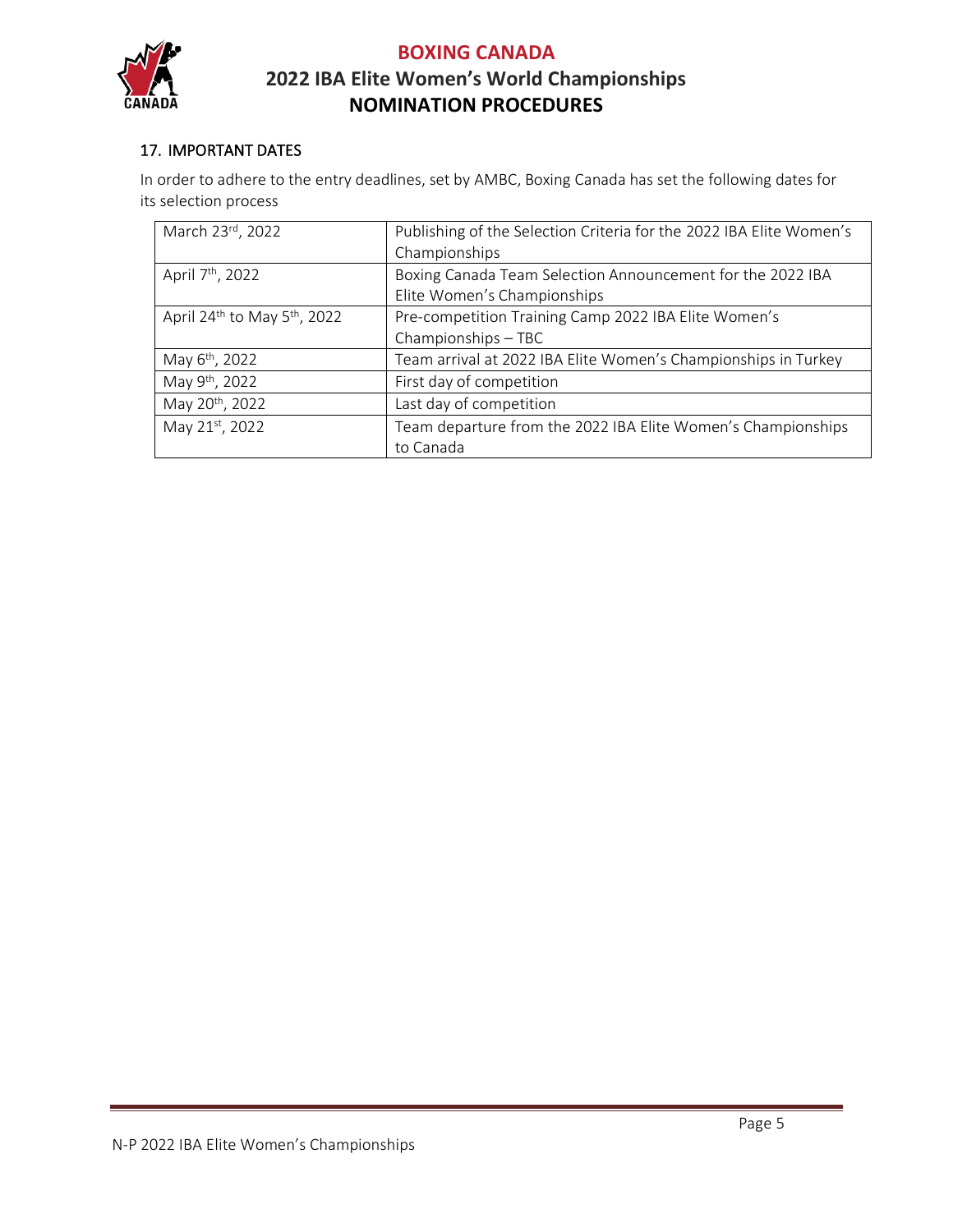## 17. IMPORTANT DATES

In order to adhere to the entry deadlines, set by AMBC, Boxing Canada has set the following dates for its selection process

| | |
|---|---|
| March 23rd, 2022 | Publishing of the Selection Criteria for the 2022 IBA Elite Women's Championships |
| April 7th, 2022 | Boxing Canada Team Selection Announcement for the 2022 IBA Elite Women's Championships |
| April 24th to May 5th, 2022 | Pre-competition Training Camp 2022 IBA Elite Women's Championships – TBC |
| May 6th, 2022 | Team arrival at 2022 IBA Elite Women's Championships in Turkey |
| May 9th, 2022 | First day of competition |
| May 20th, 2022 | Last day of competition |
| May 21st, 2022 | Team departure from the 2022 IBA Elite Women's Championships to Canada |